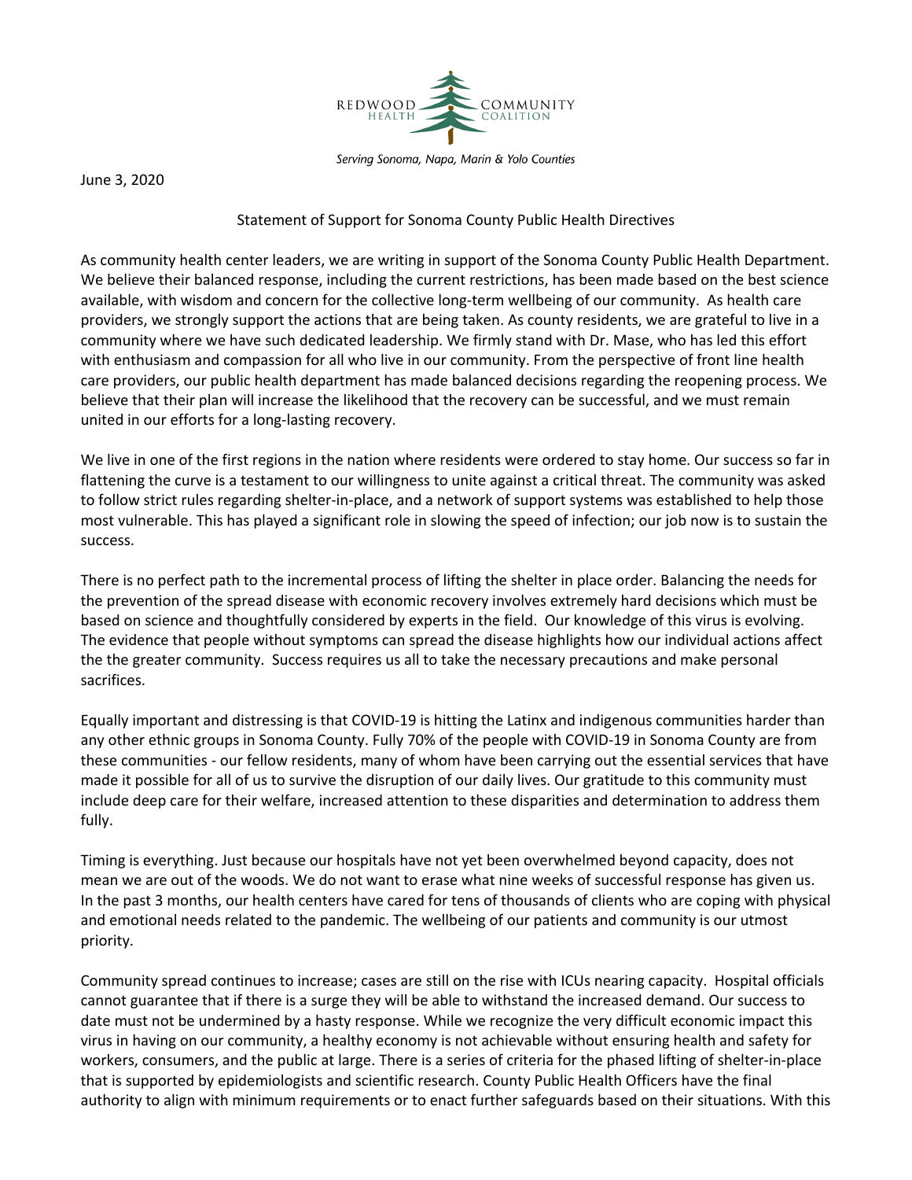REDWOOD HEALTH COMMUNITY COALITION

*Serving Sonoma, Napa, Marin & Yolo Counties*

June 3, 2020

Statement of Support for Sonoma County Public Health Directives

As community health center leaders, we are writing in support of the Sonoma County Public Health Department. We believe their balanced response, including the current restrictions, has been made based on the best science available, with wisdom and concern for the collective long-term wellbeing of our community. As health care providers, we strongly support the actions that are being taken. As county residents, we are grateful to live in a community where we have such dedicated leadership. We firmly stand with Dr. Mase, who has led this effort with enthusiasm and compassion for all who live in our community. From the perspective of front line health care providers, our public health department has made balanced decisions regarding the reopening process. We believe that their plan will increase the likelihood that the recovery can be successful, and we must remain united in our efforts for a long-lasting recovery.

We live in one of the first regions in the nation where residents were ordered to stay home. Our success so far in flattening the curve is a testament to our willingness to unite against a critical threat. The community was asked to follow strict rules regarding shelter-in-place, and a network of support systems was established to help those most vulnerable. This has played a significant role in slowing the speed of infection; our job now is to sustain the success.

There is no perfect path to the incremental process of lifting the shelter in place order. Balancing the needs for the prevention of the spread disease with economic recovery involves extremely hard decisions which must be based on science and thoughtfully considered by experts in the field. Our knowledge of this virus is evolving. The evidence that people without symptoms can spread the disease highlights how our individual actions affect the the greater community. Success requires us all to take the necessary precautions and make personal sacrifices.

Equally important and distressing is that COVID-19 is hitting the Latinx and indigenous communities harder than any other ethnic groups in Sonoma County. Fully 70% of the people with COVID-19 in Sonoma County are from these communities - our fellow residents, many of whom have been carrying out the essential services that have made it possible for all of us to survive the disruption of our daily lives. Our gratitude to this community must include deep care for their welfare, increased attention to these disparities and determination to address them fully.

Timing is everything. Just because our hospitals have not yet been overwhelmed beyond capacity, does not mean we are out of the woods. We do not want to erase what nine weeks of successful response has given us. In the past 3 months, our health centers have cared for tens of thousands of clients who are coping with physical and emotional needs related to the pandemic. The wellbeing of our patients and community is our utmost priority.

Community spread continues to increase; cases are still on the rise with ICUs nearing capacity. Hospital officials cannot guarantee that if there is a surge they will be able to withstand the increased demand. Our success to date must not be undermined by a hasty response. While we recognize the very difficult economic impact this virus in having on our community, a healthy economy is not achievable without ensuring health and safety for workers, consumers, and the public at large. There is a series of criteria for the phased lifting of shelter-in-place that is supported by epidemiologists and scientific research. County Public Health Officers have the final authority to align with minimum requirements or to enact further safeguards based on their situations. With this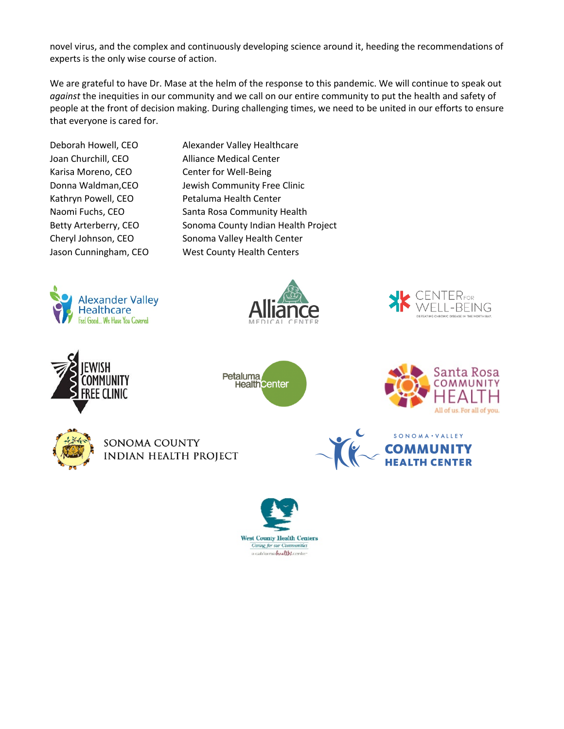novel virus, and the complex and continuously developing science around it, heeding the recommendations of experts is the only wise course of action.

We are grateful to have Dr. Mase at the helm of the response to this pandemic. We will continue to speak out *against* the inequities in our community and we call on our entire community to put the health and safety of people at the front of decision making. During challenging times, we need to be united in our efforts to ensure that everyone is cared for.

| | |
|---|---|
| Deborah Howell, CEO | Alexander Valley Healthcare |
| Joan Churchill, CEO | Alliance Medical Center |
| Karisa Moreno, CEO | Center for Well-Being |
| Donna Waldman,CEO | Jewish Community Free Clinic |
| Kathryn Powell, CEO | Petaluma Health Center |
| Naomi Fuchs, CEO | Santa Rosa Community Health |
| Betty Arterberry, CEO | Sonoma County Indian Health Project |
| Cheryl Johnson, CEO | Sonoma Valley Health Center |
| Jason Cunningham, CEO | West County Health Centers |